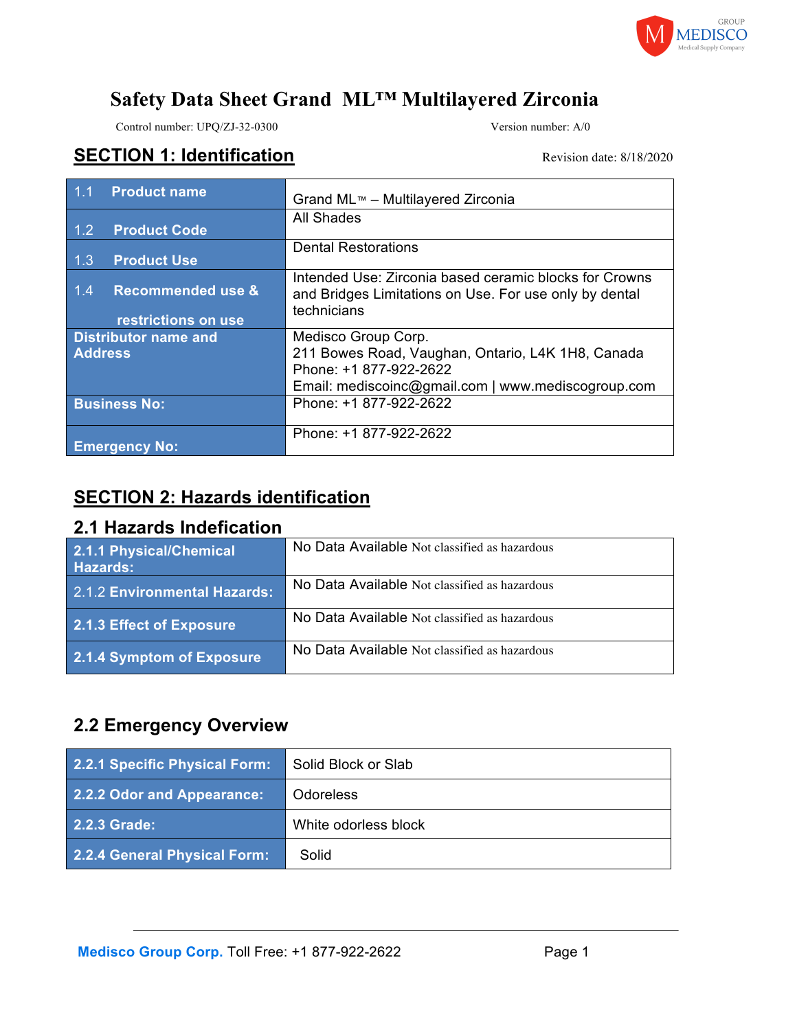# Safety Data Sheet Grand ML™ Multilayered Zirconia

Control number: UPQ/ZJ-32-0300 Version number: A/0

## SECTION 1: Identification

Revision date: 8/18/2020

| | |
|---|---|
| 1.1 **Product name** | Grand ML™ – Multilayered Zirconia |
| 1.2 **Product Code** | All Shades |
| 1.3 **Product Use** | Dental Restorations |
| 1.4 **Recommended use & restrictions on use** | Intended Use: Zirconia based ceramic blocks for Crowns and Bridges Limitations on Use. For use only by dental technicians |
| **Distributor name and Address** | Medisco Group Corp.<br>211 Bowes Road, Vaughan, Ontario, L4K 1H8, Canada<br>Phone: +1 877-922-2622<br>Email: mediscoinc@gmail.com \| www.mediscogroup.com |
| **Business No:** | Phone: +1 877-922-2622 |
| **Emergency No:** | Phone: +1 877-922-2622 |

## SECTION 2: Hazards identification

### 2.1 Hazards Indefication

| | |
|---|---|
| **2.1.1 Physical/Chemical Hazards:** | No Data Available Not classified as hazardous |
| 2.1.2 **Environmental Hazards:** | No Data Available Not classified as hazardous |
| **2.1.3 Effect of Exposure** | No Data Available Not classified as hazardous |
| **2.1.4 Symptom of Exposure** | No Data Available Not classified as hazardous |

### 2.2 Emergency Overview

| | |
|---|---|
| **2.2.1 Specific Physical Form:** | Solid Block or Slab |
| **2.2.2 Odor and Appearance:** | Odoreless |
| **2.2.3 Grade:** | White odorless block |
| **2.2.4 General Physical Form:** | Solid |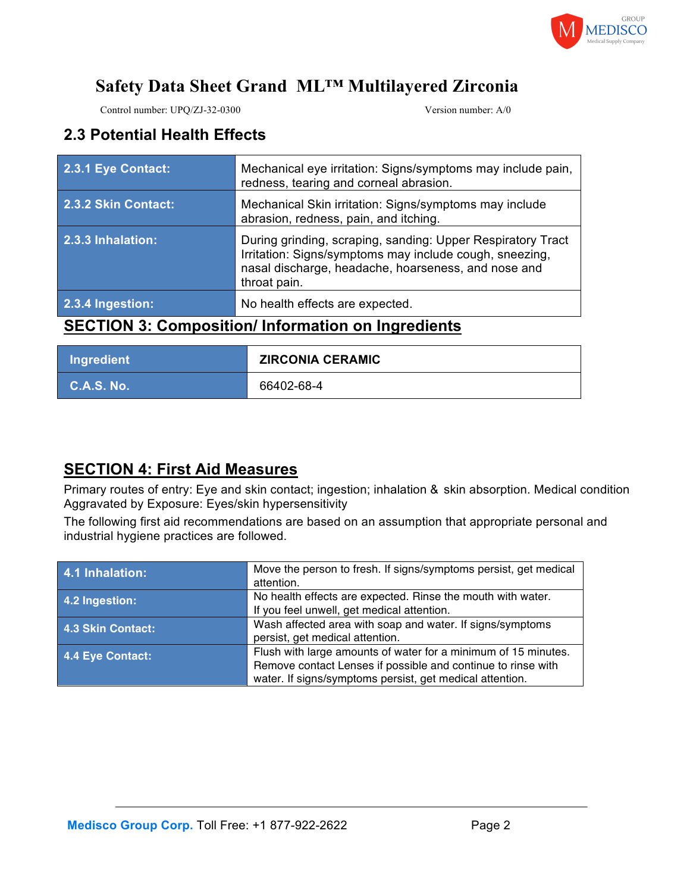Safety Data Sheet Grand ML™ Multilayered Zirconia

Control number: UPQ/ZJ-32-0300 Version number: A/0

## 2.3 Potential Health Effects

| | |
|---|---|
| **2.3.1 Eye Contact:** | Mechanical eye irritation: Signs/symptoms may include pain, redness, tearing and corneal abrasion. |
| **2.3.2 Skin Contact:** | Mechanical Skin irritation: Signs/symptoms may include abrasion, redness, pain, and itching. |
| **2.3.3 Inhalation:** | During grinding, scraping, sanding: Upper Respiratory Tract Irritation: Signs/symptoms may include cough, sneezing, nasal discharge, headache, hoarseness, and nose and throat pain. |
| **2.3.4 Ingestion:** | No health effects are expected. |

## SECTION 3: Composition/ Information on Ingredients

| Ingredient | ZIRCONIA CERAMIC |
|---|---|
| C.A.S. No. | 66402-68-4 |

## SECTION 4: First Aid Measures

Primary routes of entry: Eye and skin contact; ingestion; inhalation & skin absorption. Medical condition Aggravated by Exposure: Eyes/skin hypersensitivity

The following first aid recommendations are based on an assumption that appropriate personal and industrial hygiene practices are followed.

| | |
|---|---|
| **4.1 Inhalation:** | Move the person to fresh. If signs/symptoms persist, get medical attention. |
| **4.2 Ingestion:** | No health effects are expected. Rinse the mouth with water. If you feel unwell, get medical attention. |
| **4.3 Skin Contact:** | Wash affected area with soap and water. If signs/symptoms persist, get medical attention. |
| **4.4 Eye Contact:** | Flush with large amounts of water for a minimum of 15 minutes. Remove contact Lenses if possible and continue to rinse with water. If signs/symptoms persist, get medical attention. |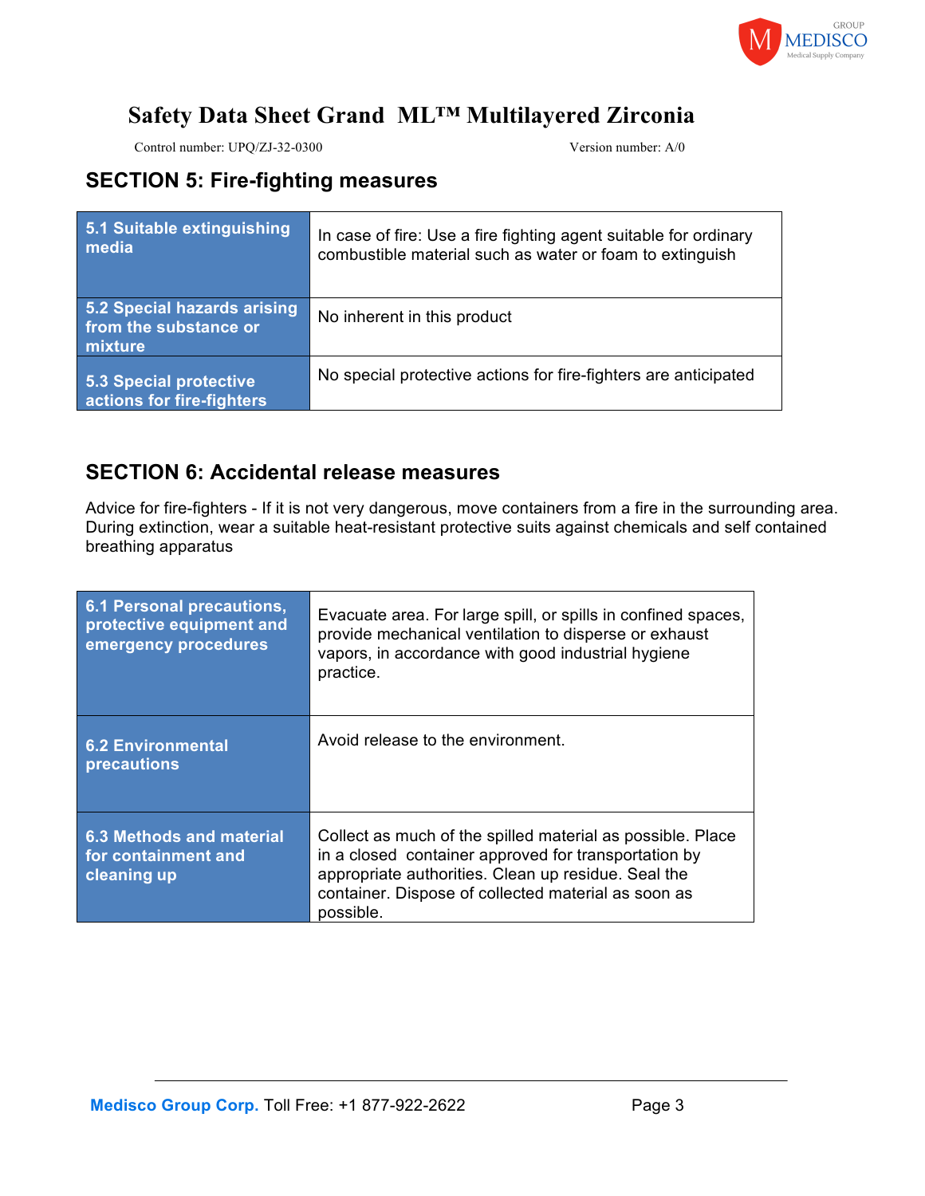# Safety Data Sheet Grand ML™ Multilayered Zirconia

Control number: UPQ/ZJ-32-0300 Version number: A/0

## SECTION 5: Fire-fighting measures

| | |
|---|---|
| **5.1 Suitable extinguishing media** | In case of fire: Use a fire fighting agent suitable for ordinary combustible material such as water or foam to extinguish |
| **5.2 Special hazards arising from the substance or mixture** | No inherent in this product |
| **5.3 Special protective actions for fire-fighters** | No special protective actions for fire-fighters are anticipated |

## SECTION 6: Accidental release measures

Advice for fire-fighters - If it is not very dangerous, move containers from a fire in the surrounding area. During extinction, wear a suitable heat-resistant protective suits against chemicals and self contained breathing apparatus

| | |
|---|---|
| **6.1 Personal precautions, protective equipment and emergency procedures** | Evacuate area. For large spill, or spills in confined spaces, provide mechanical ventilation to disperse or exhaust vapors, in accordance with good industrial hygiene practice. |
| **6.2 Environmental precautions** | Avoid release to the environment. |
| **6.3 Methods and material for containment and cleaning up** | Collect as much of the spilled material as possible. Place in a closed container approved for transportation by appropriate authorities. Clean up residue. Seal the container. Dispose of collected material as soon as possible. |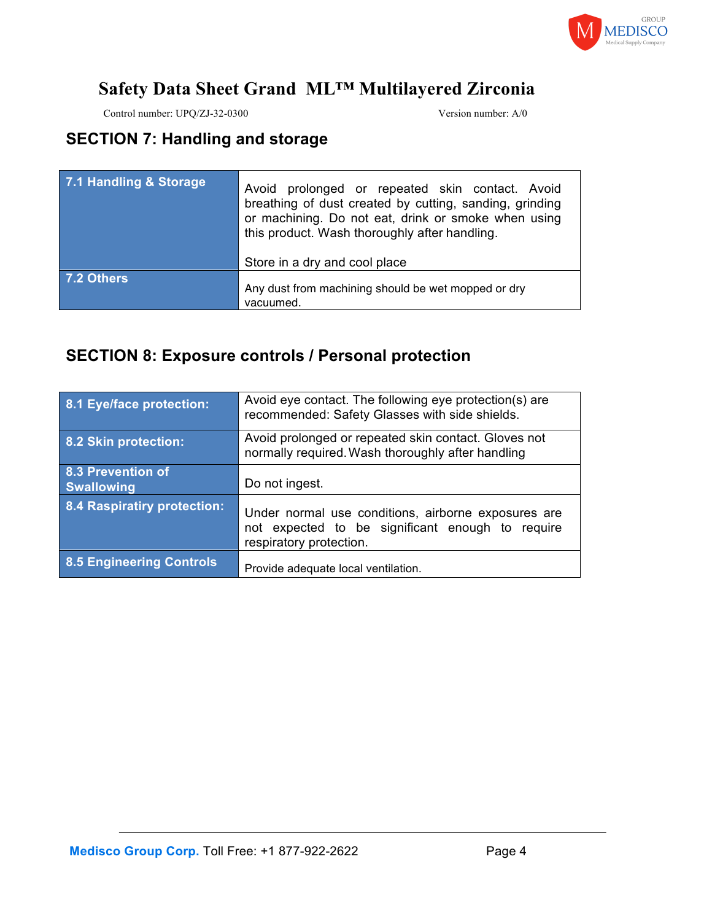## SECTION 7: Handling and storage

| | |
|---|---|
| **7.1 Handling & Storage** | Avoid prolonged or repeated skin contact. Avoid breathing of dust created by cutting, sanding, grinding or machining. Do not eat, drink or smoke when using this product. Wash thoroughly after handling.<br><br>Store in a dry and cool place |
| **7.2 Others** | Any dust from machining should be wet mopped or dry vacuumed. |

## SECTION 8: Exposure controls / Personal protection

| | |
|---|---|
| **8.1 Eye/face protection:** | Avoid eye contact. The following eye protection(s) are recommended: Safety Glasses with side shields. |
| **8.2 Skin protection:** | Avoid prolonged or repeated skin contact. Gloves not normally required. Wash thoroughly after handling |
| **8.3 Prevention of Swallowing** | Do not ingest. |
| **8.4 Raspiratiry protection:** | Under normal use conditions, airborne exposures are not expected to be significant enough to require respiratory protection. |
| **8.5 Engineering Controls** | Provide adequate local ventilation. |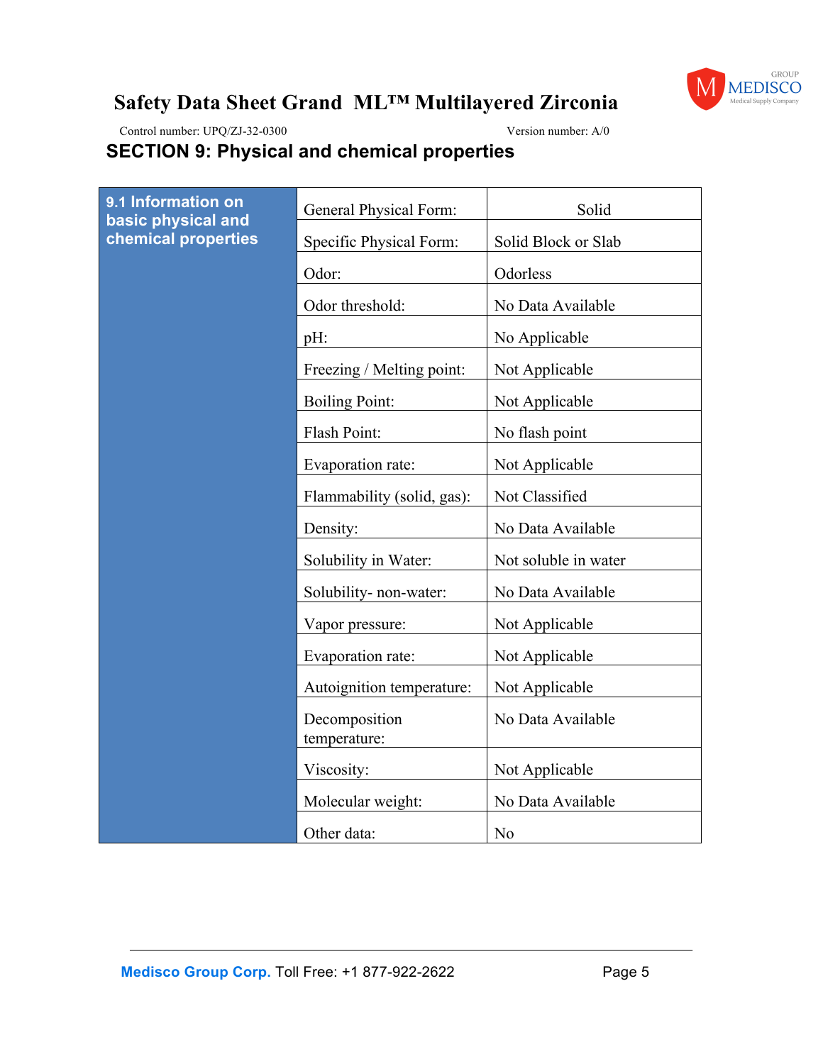# Safety Data Sheet Grand ML™ Multilayered Zirconia

Control number: UPQ/ZJ-32-0300 Version number: A/0

## SECTION 9: Physical and chemical properties

| 9.1 Information on basic physical and chemical properties | | |
|---|---|---|
| | General Physical Form: | Solid |
| | Specific Physical Form: | Solid Block or Slab |
| | Odor: | Odorless |
| | Odor threshold: | No Data Available |
| | pH: | No Applicable |
| | Freezing / Melting point: | Not Applicable |
| | Boiling Point: | Not Applicable |
| | Flash Point: | No flash point |
| | Evaporation rate: | Not Applicable |
| | Flammability (solid, gas): | Not Classified |
| | Density: | No Data Available |
| | Solubility in Water: | Not soluble in water |
| | Solubility- non-water: | No Data Available |
| | Vapor pressure: | Not Applicable |
| | Evaporation rate: | Not Applicable |
| | Autoignition temperature: | Not Applicable |
| | Decomposition temperature: | No Data Available |
| | Viscosity: | Not Applicable |
| | Molecular weight: | No Data Available |
| | Other data: | No |

**Medisco Group Corp.** Toll Free: +1 877-922-2622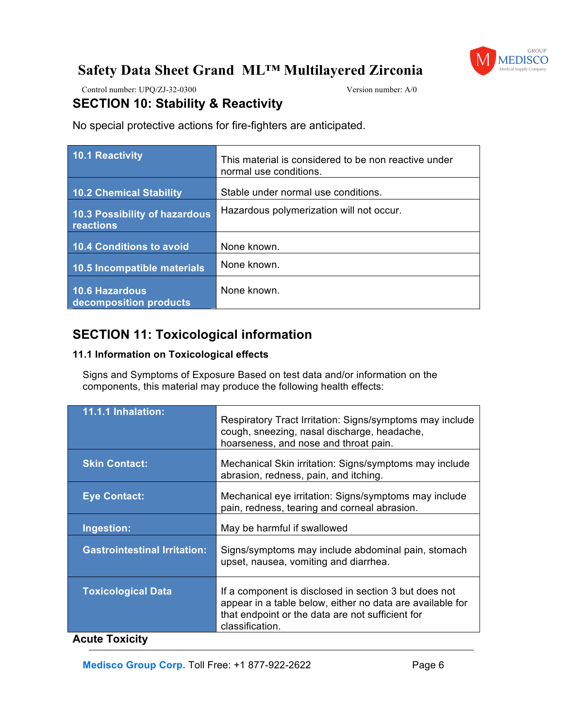## SECTION 10: Stability & Reactivity

No special protective actions for fire-fighters are anticipated.

| | |
|---|---|
| **10.1 Reactivity** | This material is considered to be non reactive under normal use conditions. |
| **10.2 Chemical Stability** | Stable under normal use conditions. |
| **10.3 Possibility of hazardous reactions** | Hazardous polymerization will not occur. |
| **10.4 Conditions to avoid** | None known. |
| **10.5 Incompatible materials** | None known. |
| **10.6 Hazardous decomposition products** | None known. |

## SECTION 11: Toxicological information

### 11.1 Information on Toxicological effects

Signs and Symptoms of Exposure Based on test data and/or information on the components, this material may produce the following health effects:

| | |
|---|---|
| **11.1.1 Inhalation:** | Respiratory Tract Irritation: Signs/symptoms may include cough, sneezing, nasal discharge, headache, hoarseness, and nose and throat pain. |
| **Skin Contact:** | Mechanical Skin irritation: Signs/symptoms may include abrasion, redness, pain, and itching. |
| **Eye Contact:** | Mechanical eye irritation: Signs/symptoms may include pain, redness, tearing and corneal abrasion. |
| **Ingestion:** | May be harmful if swallowed |
| **Gastrointestinal Irritation:** | Signs/symptoms may include abdominal pain, stomach upset, nausea, vomiting and diarrhea. |
| **Toxicological Data** | If a component is disclosed in section 3 but does not appear in a table below, either no data are available for that endpoint or the data are not sufficient for classification. |

**Acute Toxicity**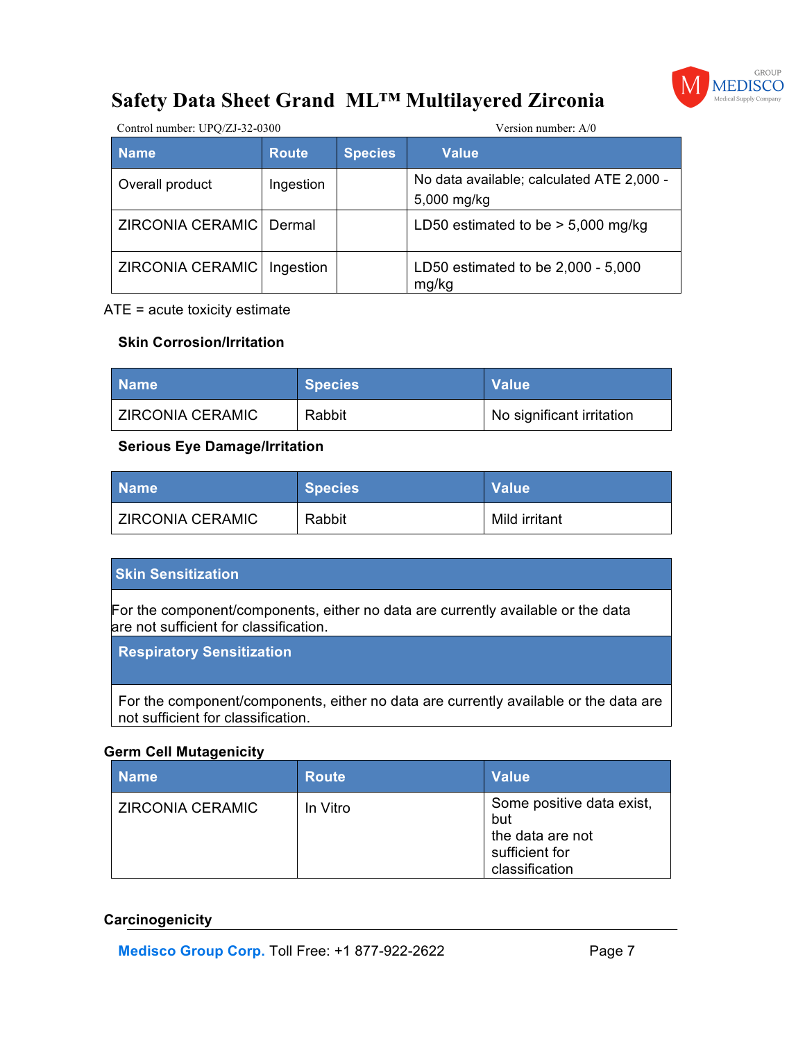| Name | Route | Species | Value |
| --- | --- | --- | --- |
| Overall product | Ingestion | | No data available; calculated ATE 2,000 - 5,000 mg/kg |
| ZIRCONIA CERAMIC | Dermal | | LD50 estimated to be > 5,000 mg/kg |
| ZIRCONIA CERAMIC | Ingestion | | LD50 estimated to be 2,000 - 5,000 mg/kg |

ATE = acute toxicity estimate

**Skin Corrosion/Irritation**

| Name | Species | Value |
| --- | --- | --- |
| ZIRCONIA CERAMIC | Rabbit | No significant irritation |

**Serious Eye Damage/Irritation**

| Name | Species | Value |
| --- | --- | --- |
| ZIRCONIA CERAMIC | Rabbit | Mild irritant |

| Skin Sensitization |
| --- |
| For the component/components, either no data are currently available or the data are not sufficient for classification. |

| Respiratory Sensitization |
| --- |
| For the component/components, either no data are currently available or the data are not sufficient for classification. |

**Germ Cell Mutagenicity**

| Name | Route | Value |
| --- | --- | --- |
| ZIRCONIA CERAMIC | In Vitro | Some positive data exist, but the data are not sufficient for classification |

**Carcinogenicity**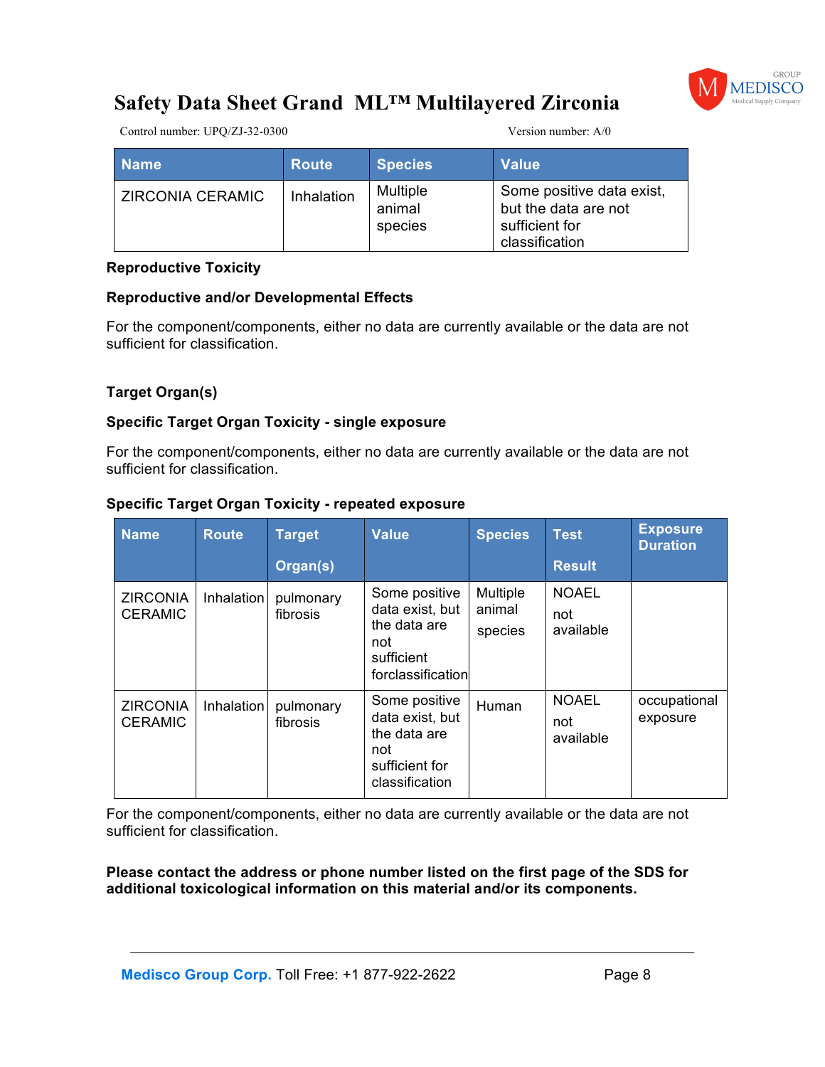| Name | Route | Species | Value |
|---|---|---|---|
| ZIRCONIA CERAMIC | Inhalation | Multiple animal species | Some positive data exist, but the data are not sufficient for classification |

**Reproductive Toxicity**

**Reproductive and/or Developmental Effects**

For the component/components, either no data are currently available or the data are not sufficient for classification.

**Target Organ(s)**

**Specific Target Organ Toxicity - single exposure**

For the component/components, either no data are currently available or the data are not sufficient for classification.

**Specific Target Organ Toxicity - repeated exposure**

| Name | Route | Target Organ(s) | Value | Species | Test Result | Exposure Duration |
|---|---|---|---|---|---|---|
| ZIRCONIA CERAMIC | Inhalation | pulmonary fibrosis | Some positive data exist, but the data are not sufficient forclassification | Multiple animal species | NOAEL not available | |
| ZIRCONIA CERAMIC | Inhalation | pulmonary fibrosis | Some positive data exist, but the data are not sufficient for classification | Human | NOAEL not available | occupational exposure |

For the component/components, either no data are currently available or the data are not sufficient for classification.

**Please contact the address or phone number listed on the first page of the SDS for additional toxicological information on this material and/or its components.**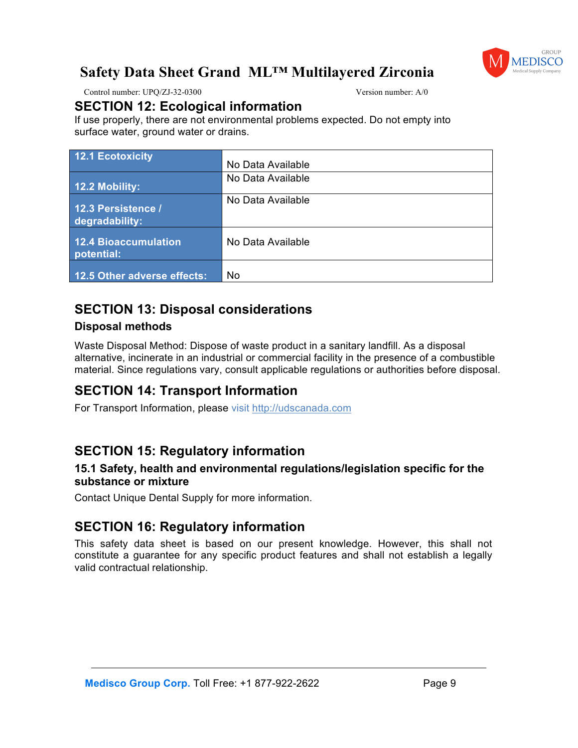## SECTION 12: Ecological information

If use properly, there are not environmental problems expected. Do not empty into surface water, ground water or drains.

| | |
|---|---|
| **12.1 Ecotoxicity** | No Data Available |
| **12.2 Mobility:** | No Data Available |
| **12.3 Persistence / degradability:** | No Data Available |
| **12.4 Bioaccumulation potential:** | No Data Available |
| **12.5 Other adverse effects:** | No |

## SECTION 13: Disposal considerations

### Disposal methods

Waste Disposal Method: Dispose of waste product in a sanitary landfill. As a disposal alternative, incinerate in an industrial or commercial facility in the presence of a combustible material. Since regulations vary, consult applicable regulations or authorities before disposal.

## SECTION 14: Transport Information

For Transport Information, please visit http://udscanada.com

## SECTION 15: Regulatory information

### 15.1 Safety, health and environmental regulations/legislation specific for the substance or mixture

Contact Unique Dental Supply for more information.

## SECTION 16: Regulatory information

This safety data sheet is based on our present knowledge. However, this shall not constitute a guarantee for any specific product features and shall not establish a legally valid contractual relationship.